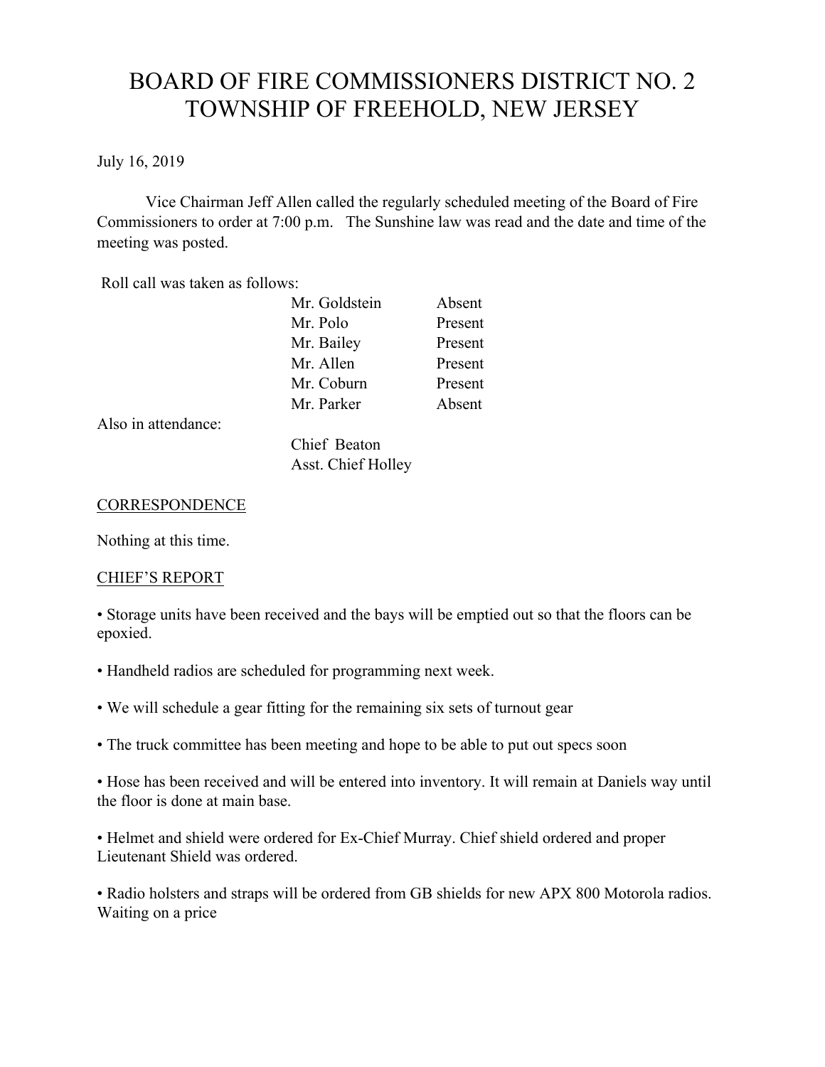# BOARD OF FIRE COMMISSIONERS DISTRICT NO. 2 TOWNSHIP OF FREEHOLD, NEW JERSEY

July 16, 2019

Vice Chairman Jeff Allen called the regularly scheduled meeting of the Board of Fire Commissioners to order at 7:00 p.m. The Sunshine law was read and the date and time of the meeting was posted.

Roll call was taken as follows:

| | |
|---|---|
| Mr. Goldstein | Absent |
| Mr. Polo | Present |
| Mr. Bailey | Present |
| Mr. Allen | Present |
| Mr. Coburn | Present |
| Mr. Parker | Absent |

Also in attendance:

Chief Beaton
Asst. Chief Holley

## CORRESPONDENCE

Nothing at this time.

## CHIEF'S REPORT

- Storage units have been received and the bays will be emptied out so that the floors can be epoxied.
- Handheld radios are scheduled for programming next week.
- We will schedule a gear fitting for the remaining six sets of turnout gear
- The truck committee has been meeting and hope to be able to put out specs soon
- Hose has been received and will be entered into inventory. It will remain at Daniels way until the floor is done at main base.
- Helmet and shield were ordered for Ex-Chief Murray. Chief shield ordered and proper Lieutenant Shield was ordered.
- Radio holsters and straps will be ordered from GB shields for new APX 800 Motorola radios. Waiting on a price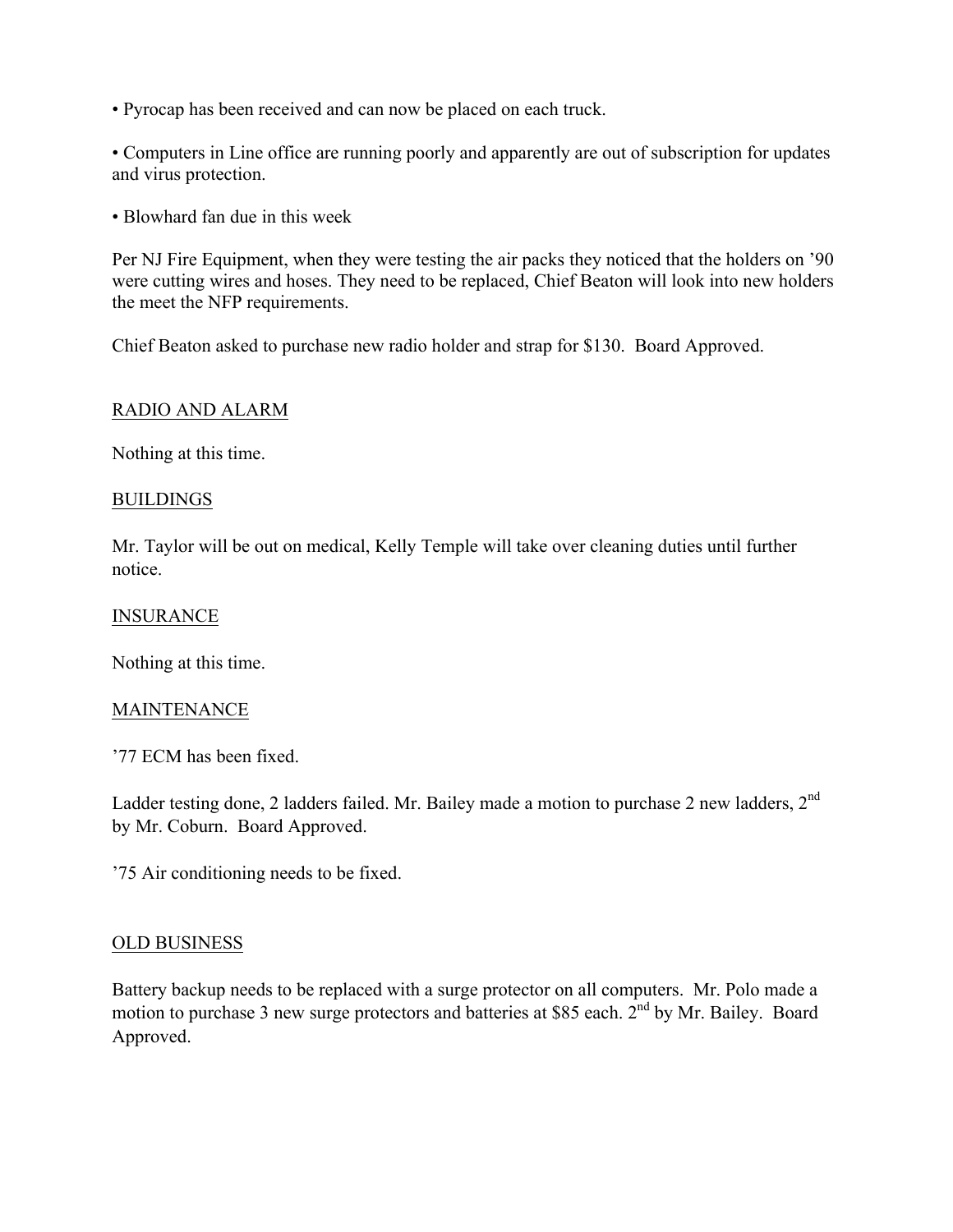- Pyrocap has been received and can now be placed on each truck.
- Computers in Line office are running poorly and apparently are out of subscription for updates and virus protection.
- Blowhard fan due in this week

Per NJ Fire Equipment, when they were testing the air packs they noticed that the holders on '90 were cutting wires and hoses. They need to be replaced, Chief Beaton will look into new holders the meet the NFP requirements.

Chief Beaton asked to purchase new radio holder and strap for $130. Board Approved.

<u>RADIO AND ALARM</u>

Nothing at this time.

<u>BUILDINGS</u>

Mr. Taylor will be out on medical, Kelly Temple will take over cleaning duties until further notice.

<u>INSURANCE</u>

Nothing at this time.

<u>MAINTENANCE</u>

'77 ECM has been fixed.

Ladder testing done, 2 ladders failed. Mr. Bailey made a motion to purchase 2 new ladders, 2nd by Mr. Coburn. Board Approved.

'75 Air conditioning needs to be fixed.

<u>OLD BUSINESS</u>

Battery backup needs to be replaced with a surge protector on all computers. Mr. Polo made a motion to purchase 3 new surge protectors and batteries at $85 each. 2nd by Mr. Bailey. Board Approved.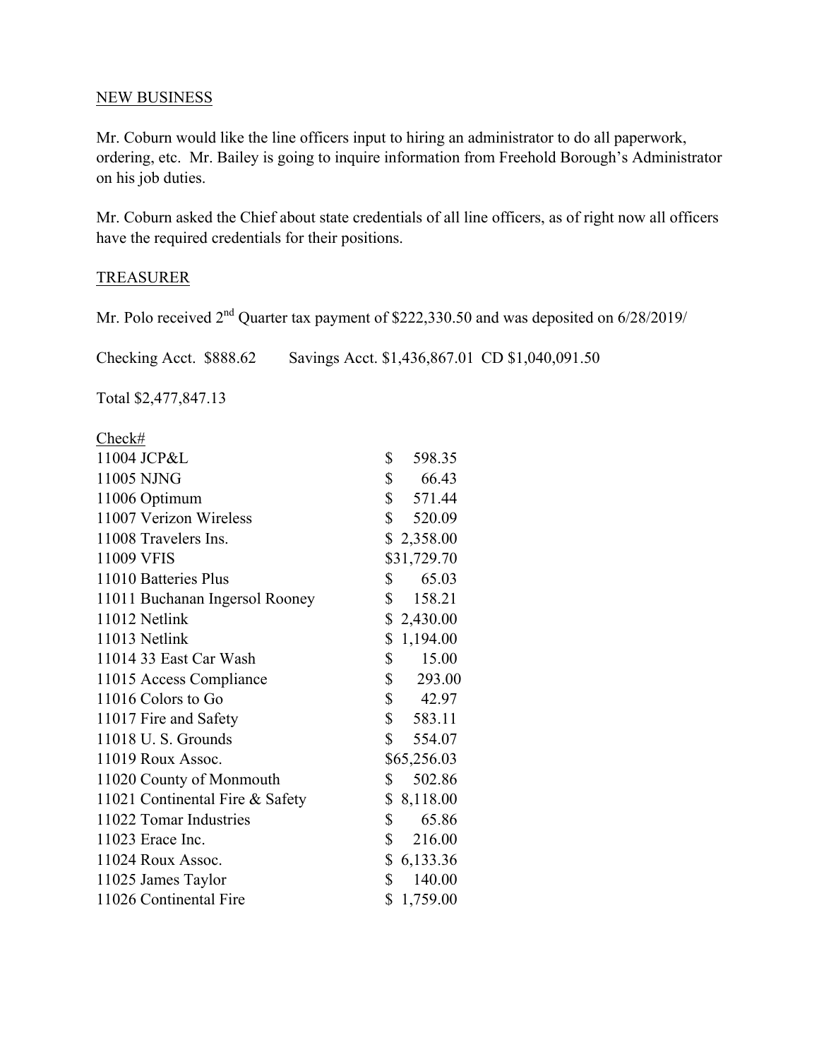NEW BUSINESS

Mr. Coburn would like the line officers input to hiring an administrator to do all paperwork, ordering, etc. Mr. Bailey is going to inquire information from Freehold Borough's Administrator on his job duties.

Mr. Coburn asked the Chief about state credentials of all line officers, as of right now all officers have the required credentials for their positions.

TREASURER

Mr. Polo received 2nd Quarter tax payment of $222,330.50 and was deposited on 6/28/2019/

Checking Acct. $888.62 Savings Acct. $1,436,867.01 CD $1,040,091.50

Total $2,477,847.13

| Check# | |
|---|---|
| 11004 JCP&L | $ 598.35 |
| 11005 NJNG | $ 66.43 |
| 11006 Optimum | $ 571.44 |
| 11007 Verizon Wireless | $ 520.09 |
| 11008 Travelers Ins. | $ 2,358.00 |
| 11009 VFIS | $31,729.70 |
| 11010 Batteries Plus | $ 65.03 |
| 11011 Buchanan Ingersol Rooney | $ 158.21 |
| 11012 Netlink | $ 2,430.00 |
| 11013 Netlink | $ 1,194.00 |
| 11014 33 East Car Wash | $ 15.00 |
| 11015 Access Compliance | $ 293.00 |
| 11016 Colors to Go | $ 42.97 |
| 11017 Fire and Safety | $ 583.11 |
| 11018 U. S. Grounds | $ 554.07 |
| 11019 Roux Assoc. | $65,256.03 |
| 11020 County of Monmouth | $ 502.86 |
| 11021 Continental Fire & Safety | $ 8,118.00 |
| 11022 Tomar Industries | $ 65.86 |
| 11023 Erace Inc. | $ 216.00 |
| 11024 Roux Assoc. | $ 6,133.36 |
| 11025 James Taylor | $ 140.00 |
| 11026 Continental Fire | $ 1,759.00 |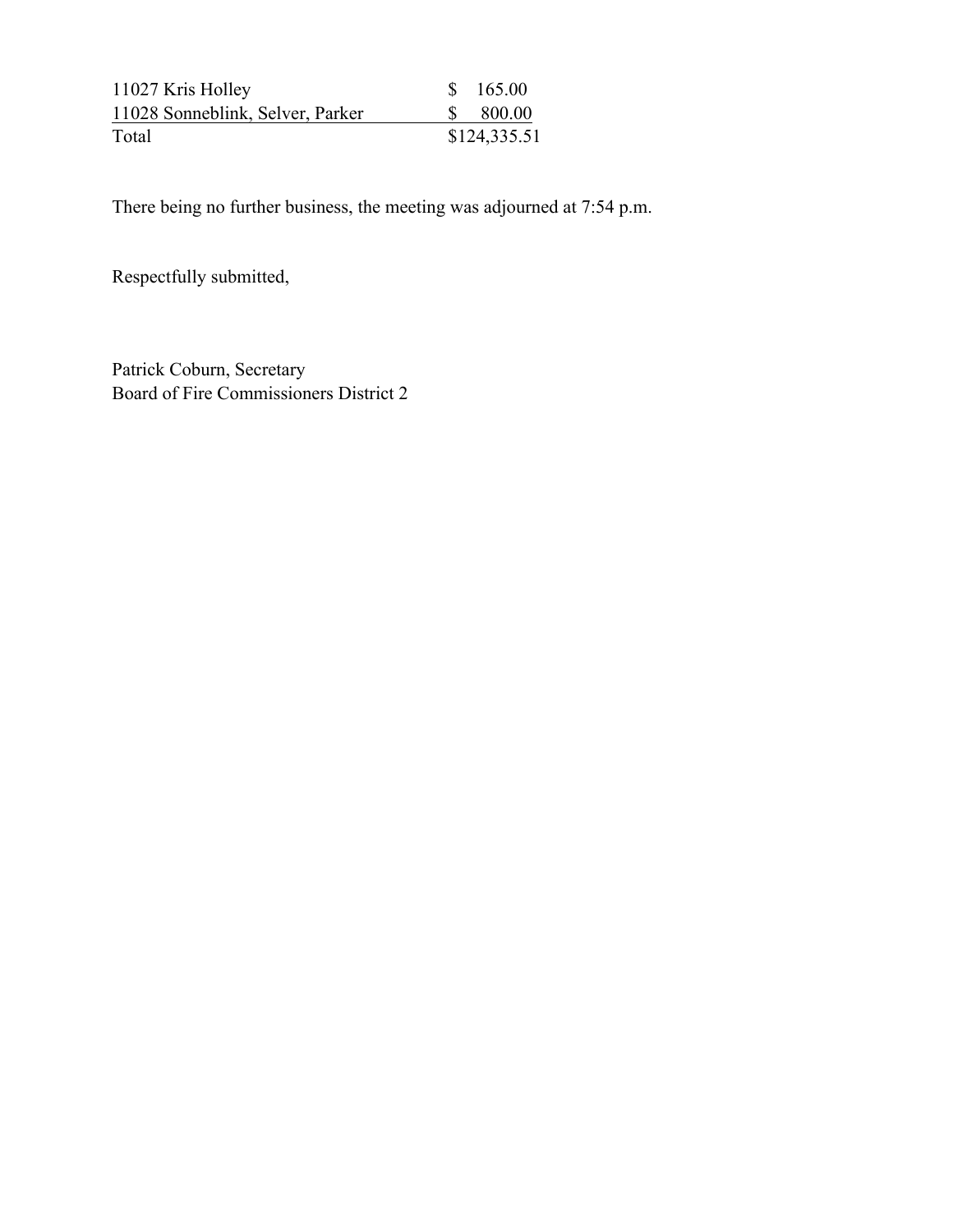| | |
|---|---|
| 11027 Kris Holley | $ 165.00 |
| 11028 Sonneblink, Selver, Parker | $ 800.00 |
| Total | $124,335.51 |

There being no further business, the meeting was adjourned at 7:54 p.m.

Respectfully submitted,

Patrick Coburn, Secretary
Board of Fire Commissioners District 2